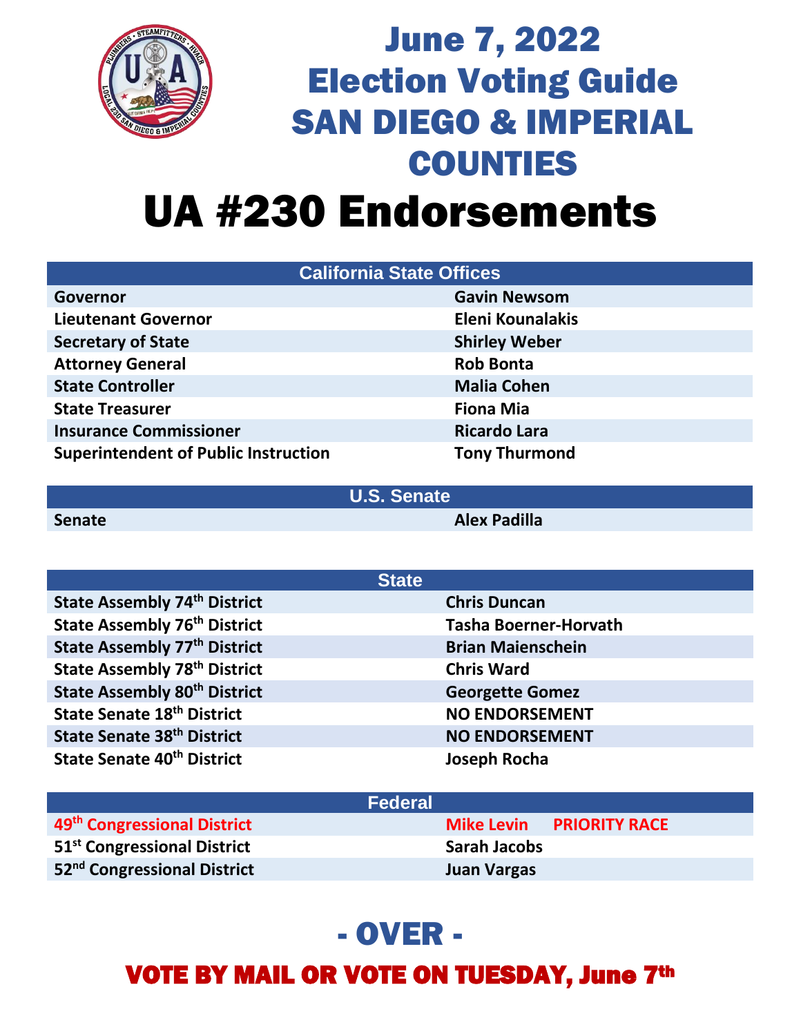# June 7, 2022 Election Voting Guide SAN DIEGO & IMPERIAL COUNTIES

# UA #230 Endorsements

| California State Offices | |
|---|---|
| **Governor** | **Gavin Newsom** |
| **Lieutenant Governor** | **Eleni Kounalakis** |
| **Secretary of State** | **Shirley Weber** |
| **Attorney General** | **Rob Bonta** |
| **State Controller** | **Malia Cohen** |
| **State Treasurer** | **Fiona Mia** |
| **Insurance Commissioner** | **Ricardo Lara** |
| **Superintendent of Public Instruction** | **Tony Thurmond** |

| U.S. Senate | |
|---|---|
| **Senate** | **Alex Padilla** |

| State | |
|---|---|
| **State Assembly 74th District** | **Chris Duncan** |
| **State Assembly 76th District** | **Tasha Boerner-Horvath** |
| **State Assembly 77th District** | **Brian Maienschein** |
| **State Assembly 78th District** | **Chris Ward** |
| **State Assembly 80th District** | **Georgette Gomez** |
| **State Senate 18th District** | **NO ENDORSEMENT** |
| **State Senate 38th District** | **NO ENDORSEMENT** |
| **State Senate 40th District** | **Joseph Rocha** |

| Federal | |
|---|---|
| **49th Congressional District** | **Mike Levin PRIORITY RACE** |
| **51st Congressional District** | **Sarah Jacobs** |
| **52nd Congressional District** | **Juan Vargas** |

## - OVER -

## VOTE BY MAIL OR VOTE ON TUESDAY, June 7th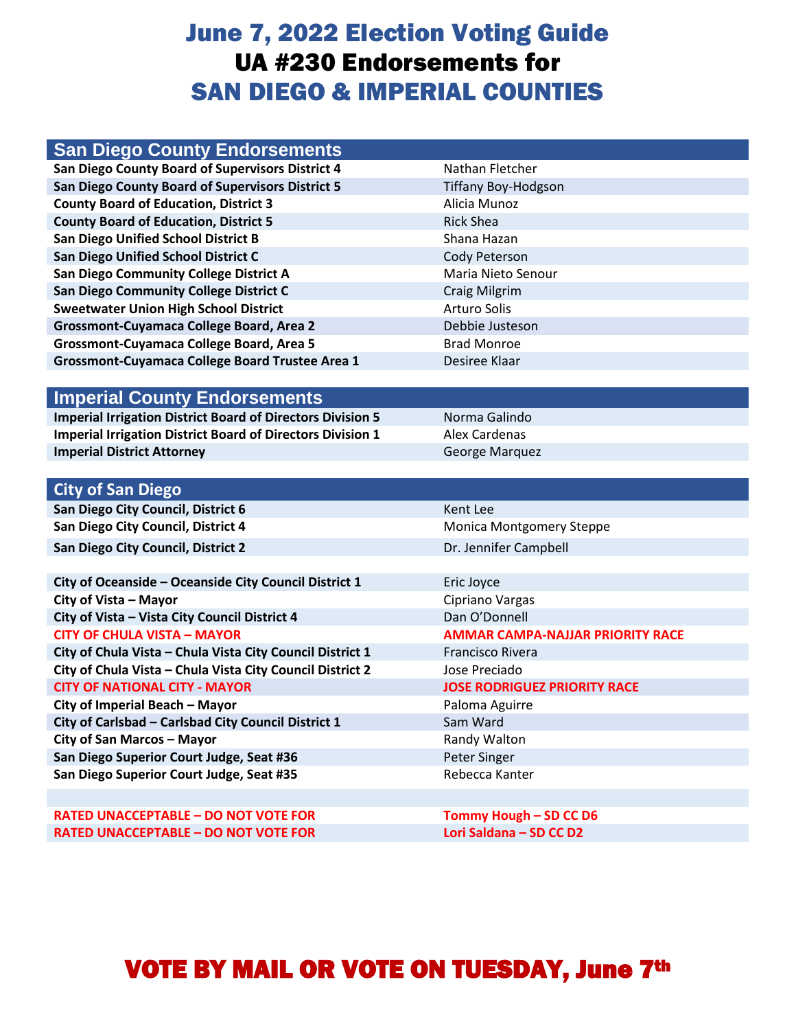# June 7, 2022 Election Voting Guide

## UA #230 Endorsements for

## SAN DIEGO & IMPERIAL COUNTIES

| San Diego County Endorsements | |
|---|---|
| **San Diego County Board of Supervisors District 4** | Nathan Fletcher |
| **San Diego County Board of Supervisors District 5** | Tiffany Boy-Hodgson |
| **County Board of Education, District 3** | Alicia Munoz |
| **County Board of Education, District 5** | Rick Shea |
| **San Diego Unified School District B** | Shana Hazan |
| **San Diego Unified School District C** | Cody Peterson |
| **San Diego Community College District A** | Maria Nieto Senour |
| **San Diego Community College District C** | Craig Milgrim |
| **Sweetwater Union High School District** | Arturo Solis |
| **Grossmont-Cuyamaca College Board, Area 2** | Debbie Justeson |
| **Grossmont-Cuyamaca College Board, Area 5** | Brad Monroe |
| **Grossmont-Cuyamaca College Board Trustee Area 1** | Desiree Klaar |

| Imperial County Endorsements | |
|---|---|
| **Imperial Irrigation District Board of Directors Division 5** | Norma Galindo |
| **Imperial Irrigation District Board of Directors Division 1** | Alex Cardenas |
| **Imperial District Attorney** | George Marquez |

| City of San Diego | |
|---|---|
| **San Diego City Council, District 6** | Kent Lee |
| **San Diego City Council, District 4** | Monica Montgomery Steppe |
| **San Diego City Council, District 2** | Dr. Jennifer Campbell |
| | |
| **City of Oceanside – Oceanside City Council District 1** | Eric Joyce |
| **City of Vista – Mayor** | Cipriano Vargas |
| **City of Vista – Vista City Council District 4** | Dan O'Donnell |
| **CITY OF CHULA VISTA – MAYOR** | **AMMAR CAMPA-NAJJAR PRIORITY RACE** |
| **City of Chula Vista – Chula Vista City Council District 1** | Francisco Rivera |
| **City of Chula Vista – Chula Vista City Council District 2** | Jose Preciado |
| **CITY OF NATIONAL CITY - MAYOR** | **JOSE RODRIGUEZ PRIORITY RACE** |
| **City of Imperial Beach – Mayor** | Paloma Aguirre |
| **City of Carlsbad – Carlsbad City Council District 1** | Sam Ward |
| **City of San Marcos – Mayor** | Randy Walton |
| **San Diego Superior Court Judge, Seat #36** | Peter Singer |
| **San Diego Superior Court Judge, Seat #35** | Rebecca Kanter |
| | |
| **RATED UNACCEPTABLE – DO NOT VOTE FOR** | **Tommy Hough – SD CC D6** |
| **RATED UNACCEPTABLE – DO NOT VOTE FOR** | **Lori Saldana – SD CC D2** |

# VOTE BY MAIL OR VOTE ON TUESDAY, June 7th